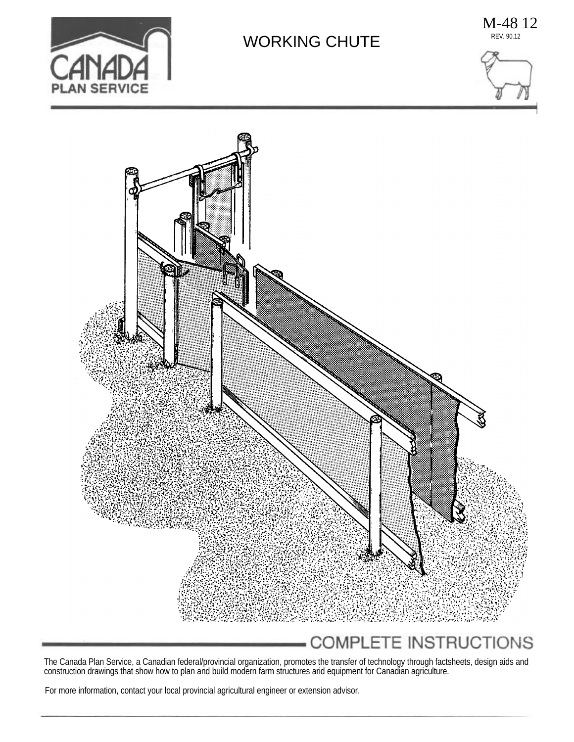CANADA PLAN SERVICE

M-48 12

REV. 90.12

# WORKING CHUTE

## COMPLETE INSTRUCTIONS

The Canada Plan Service, a Canadian federal/provincial organization, promotes the transfer of technology through factsheets, design aids and construction drawings that show how to plan and build modern farm structures arid equipment for Canadian agriculture.

For more information, contact your local provincial agricultural engineer or extension advisor.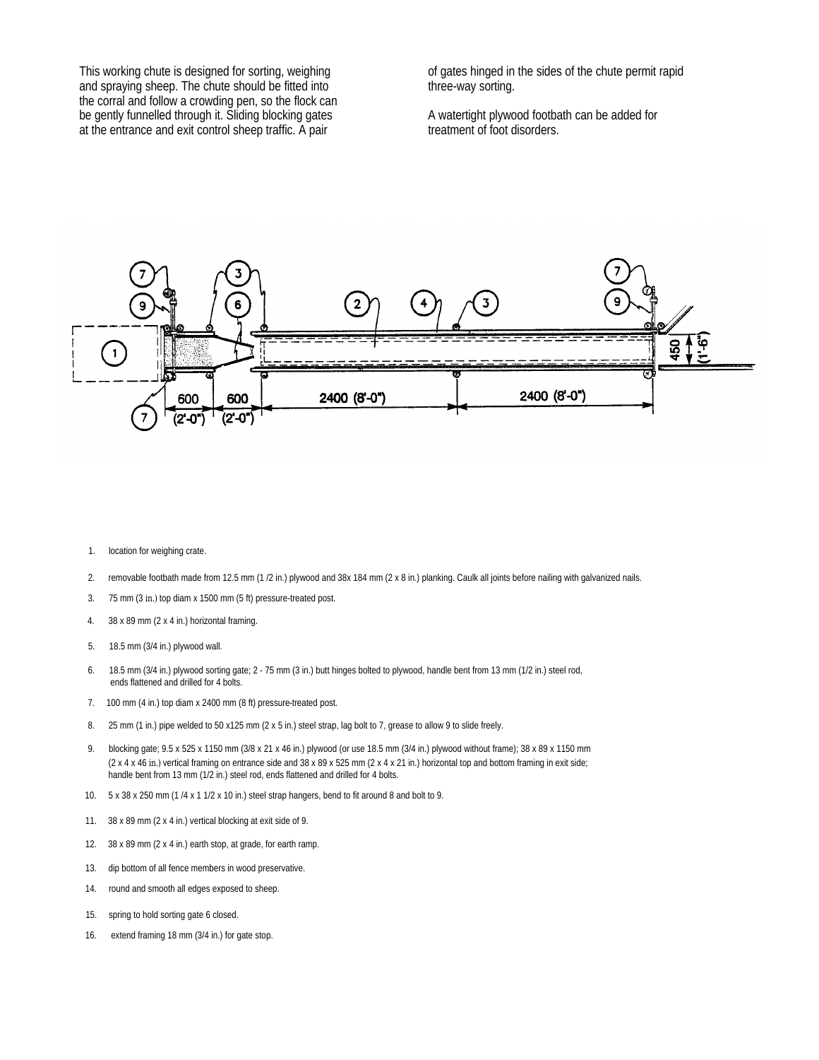This working chute is designed for sorting, weighing and spraying sheep. The chute should be fitted into the corral and follow a crowding pen, so the flock can be gently funnelled through it. Sliding blocking gates at the entrance and exit control sheep traffic. A pair of gates hinged in the sides of the chute permit rapid three-way sorting.

A watertight plywood footbath can be added for treatment of foot disorders.

7
3
7
9
6
2
4
3
9
1
450 (1'-6")
7
600 (2'-0")
600 (2'-0")
2400 (8'-0")
2400 (8'-0")

1. location for weighing crate.
2. removable footbath made from 12.5 mm (1 /2 in.) plywood and 38x 184 mm (2 x 8 in.) planking. Caulk all joints before nailing with galvanized nails.
3. 75 mm (3 in.) top diam x 1500 mm (5 ft) pressure-treated post.
4. 38 x 89 mm (2 x 4 in.) horizontal framing.
5. 18.5 mm (3/4 in.) plywood wall.
6. 18.5 mm (3/4 in.) plywood sorting gate; 2 - 75 mm (3 in.) butt hinges bolted to plywood, handle bent from 13 mm (1/2 in.) steel rod, ends flattened and drilled for 4 bolts.
7. 100 mm (4 in.) top diam x 2400 mm (8 ft) pressure-treated post.
8. 25 mm (1 in.) pipe welded to 50 x125 mm (2 x 5 in.) steel strap, lag bolt to 7, grease to allow 9 to slide freely.
9. blocking gate; 9.5 x 525 x 1150 mm (3/8 x 21 x 46 in.) plywood (or use 18.5 mm (3/4 in.) plywood without frame); 38 x 89 x 1150 mm (2 x 4 x 46 in.) vertical framing on entrance side and 38 x 89 x 525 mm (2 x 4 x 21 in.) horizontal top and bottom framing in exit side; handle bent from 13 mm (1/2 in.) steel rod, ends flattened and drilled for 4 bolts.
10. 5 x 38 x 250 mm (1 /4 x 1 1/2 x 10 in.) steel strap hangers, bend to fit around 8 and bolt to 9.
11. 38 x 89 mm (2 x 4 in.) vertical blocking at exit side of 9.
12. 38 x 89 mm (2 x 4 in.) earth stop, at grade, for earth ramp.
13. dip bottom of all fence members in wood preservative.
14. round and smooth all edges exposed to sheep.
15. spring to hold sorting gate 6 closed.
16. extend framing 18 mm (3/4 in.) for gate stop.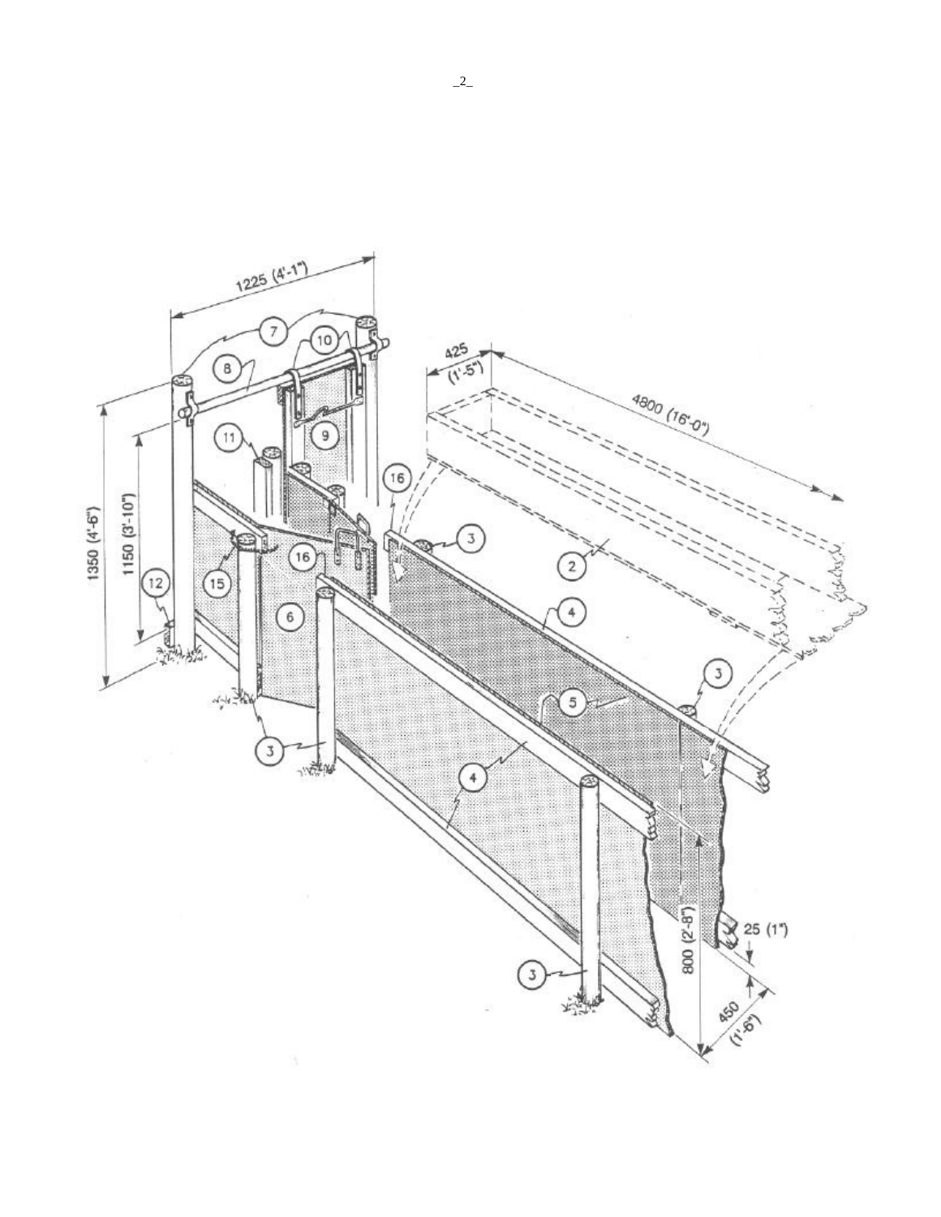1225 (4'-1")

425 (1'-5")

4800 (16'-0")

1350 (4'-6")

1150 (3'-10")

800 (2'-8")

25 (1")

450 (1'-6")

7 8 10 9 11 16 3 2 4 12 15 16 6 5 3 3 4 3